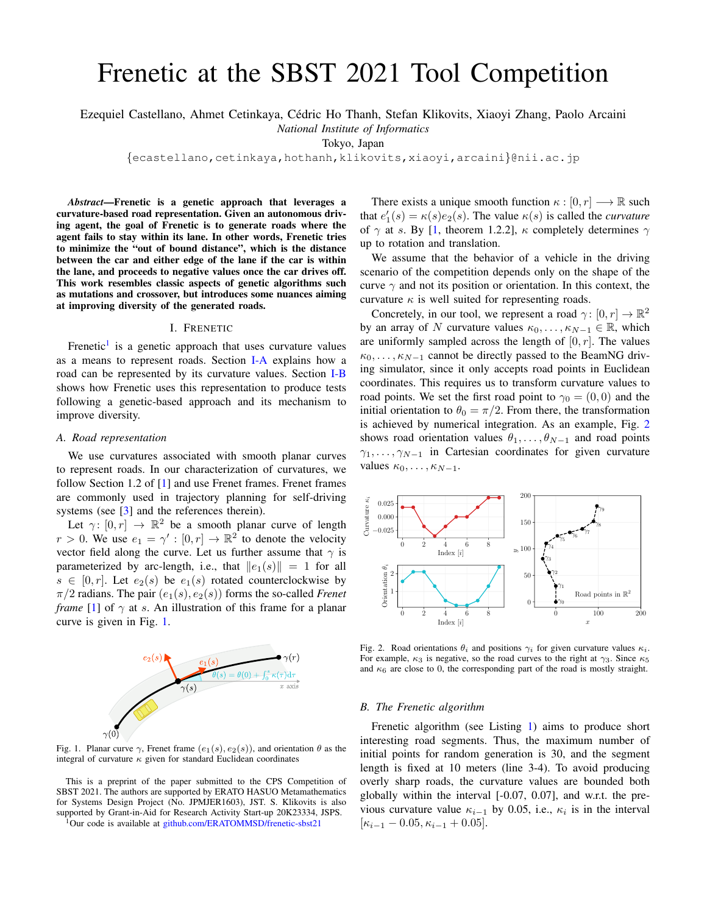# Frenetic at the SBST 2021 Tool Competition

Ezequiel Castellano, Ahmet Cetinkaya, Cédric Ho Thanh, Stefan Klikovits, Xiaoyi Zhang, Paolo Arcaini

*National Institute of Informatics*

Tokyo, Japan

{ecastellano,cetinkaya,hothanh,klikovits,xiaoyi,arcaini}@nii.ac.jp

***Abstract*—Frenetic is a genetic approach that leverages a curvature-based road representation. Given an autonomous driving agent, the goal of Frenetic is to generate roads where the agent fails to stay within its lane. In other words, Frenetic tries to minimize the "out of bound distance", which is the distance between the car and either edge of the lane if the car is within the lane, and proceeds to negative values once the car drives off. This work resembles classic aspects of genetic algorithms such as mutations and crossover, but introduces some nuances aiming at improving diversity of the generated roads.**

## I. Frenetic

Frenetic[1] is a genetic approach that uses curvature values as a means to represent roads. Section I-A explains how a road can be represented by its curvature values. Section I-B shows how Frenetic uses this representation to produce tests following a genetic-based approach and its mechanism to improve diversity.

### A. Road representation

We use curvatures associated with smooth planar curves to represent roads. In our characterization of curvatures, we follow Section 1.2 of [1] and use Frenet frames. Frenet frames are commonly used in trajectory planning for self-driving systems (see [3] and the references therein).

Let $\gamma\colon [0, r] \to \mathbb{R}^2$ be a smooth planar curve of length $r > 0$. We use $e_1 = \gamma' : [0, r] \to \mathbb{R}^2$ to denote the velocity vector field along the curve. Let us further assume that $\gamma$ is parameterized by arc-length, i.e., that $\|e_1(s)\| = 1$ for all $s \in [0, r]$. Let $e_2(s)$ be $e_1(s)$ rotated counterclockwise by $\pi/2$ radians. The pair $(e_1(s), e_2(s))$ forms the so-called *Frenet frame* [1] of $\gamma$ at $s$. An illustration of this frame for a planar curve is given in Fig. 1.

Fig. 1. Planar curve $\gamma$, Frenet frame $(e_1(s), e_2(s))$, and orientation $\theta$ as the integral of curvature $\kappa$ given for standard Euclidean coordinates

There exists a unique smooth function $\kappa : [0, r] \longrightarrow \mathbb{R}$ such that $e_1'(s) = \kappa(s) e_2(s)$. The value $\kappa(s)$ is called the *curvature* of $\gamma$ at $s$. By [1, theorem 1.2.2], $\kappa$ completely determines $\gamma$ up to rotation and translation.

We assume that the behavior of a vehicle in the driving scenario of the competition depends only on the shape of the curve $\gamma$ and not its position or orientation. In this context, the curvature $\kappa$ is well suited for representing roads.

Concretely, in our tool, we represent a road $\gamma\colon [0, r] \to \mathbb{R}^2$ by an array of $N$ curvature values $\kappa_0, \ldots, \kappa_{N-1} \in \mathbb{R}$, which are uniformly sampled across the length of $[0, r]$. The values $\kappa_0, \ldots, \kappa_{N-1}$ cannot be directly passed to the BeamNG driving simulator, since it only accepts road points in Euclidean coordinates. This requires us to transform curvature values to road points. We set the first road point to $\gamma_0 = (0, 0)$ and the initial orientation to $\theta_0 = \pi/2$. From there, the transformation is achieved by numerical integration. As an example, Fig. 2 shows road orientation values $\theta_1, \ldots, \theta_{N-1}$ and road points $\gamma_1, \ldots, \gamma_{N-1}$ in Cartesian coordinates for given curvature values $\kappa_0, \ldots, \kappa_{N-1}$.

Fig. 2. Road orientations $\theta_i$ and positions $\gamma_i$ for given curvature values $\kappa_i$. For example, $\kappa_3$ is negative, so the road curves to the right at $\gamma_3$. Since $\kappa_5$ and $\kappa_6$ are close to 0, the corresponding part of the road is mostly straight.

### B. The Frenetic algorithm

Frenetic algorithm (see Listing 1) aims to produce short interesting road segments. Thus, the maximum number of initial points for random generation is 30, and the segment length is fixed at 10 meters (line 3-4). To avoid producing overly sharp roads, the curvature values are bounded both globally within the interval [-0.07, 0.07], and w.r.t. the previous curvature value $\kappa_{i-1}$ by 0.05, i.e., $\kappa_i$ is in the interval $[\kappa_{i-1} - 0.05, \kappa_{i-1} + 0.05]$.

This is a preprint of the paper submitted to the CPS Competition of SBST 2021. The authors are supported by ERATO HASUO Metamathematics for Systems Design Project (No. JPMJER1603), JST. S. Klikovits is also supported by Grant-in-Aid for Research Activity Start-up 20K23334, JSPS.

[1]Our code is available at github.com/ERATOMMSD/frenetic-sbst21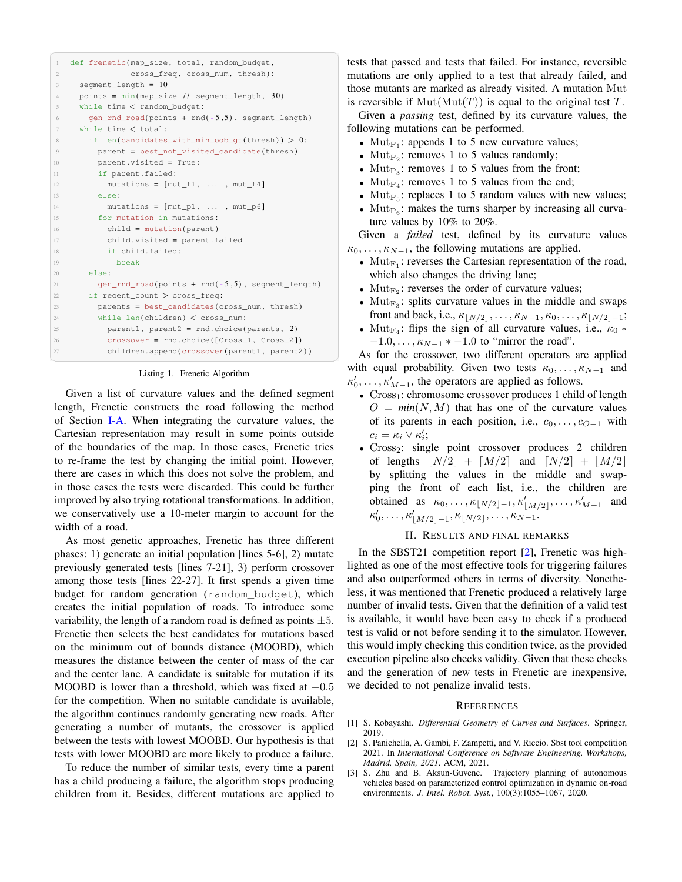```python
def frenetic(map_size, total, random_budget,
             cross_freq, cross_num, thresh):
  segment_length = 10
  points = min(map_size // segment_length, 30)
  while time < random_budget:
    gen_rnd_road(points + rnd(-5,5), segment_length)
  while time < total:
    if len(candidates_with_min_oob_gt(thresh)) > 0:
      parent = best_not_visited_candidate(thresh)
      parent.visited = True:
      if parent.failed:
        mutations = [mut_f1, ... , mut_f4]
      else:
        mutations = [mut_p1, ... , mut_p6]
      for mutation in mutations:
        child = mutation(parent)
        child.visited = parent.failed
        if child.failed:
          break
    else:
      gen_rnd_road(points + rnd(-5,5), segment_length)
    if recent_count > cross_freq:
      parents = best_candidates(cross_num, thresh)
      while len(children) < cross_num:
        parent1, parent2 = rnd.choice(parents, 2)
        crossover = rnd.choice([Cross_1, Cross_2])
        children.append(crossover(parent1, parent2))
```

Listing 1. Frenetic Algorithm

Given a list of curvature values and the defined segment length, Frenetic constructs the road following the method of Section I-A. When integrating the curvature values, the Cartesian representation may result in some points outside of the boundaries of the map. In those cases, Frenetic tries to re-frame the test by changing the initial point. However, there are cases in which this does not solve the problem, and in those cases the tests were discarded. This could be further improved by also trying rotational transformations. In addition, we conservatively use a 10-meter margin to account for the width of a road.

As most genetic approaches, Frenetic has three different phases: 1) generate an initial population [lines 5-6], 2) mutate previously generated tests [lines 7-21], 3) perform crossover among those tests [lines 22-27]. It first spends a given time budget for random generation (`random_budget`), which creates the initial population of roads. To introduce some variability, the length of a random road is defined as points $\pm 5$. Frenetic then selects the best candidates for mutations based on the minimum out of bounds distance (MOOBD), which measures the distance between the center of mass of the car and the center lane. A candidate is suitable for mutation if its MOOBD is lower than a threshold, which was fixed at $-0.5$ for the competition. When no suitable candidate is available, the algorithm continues randomly generating new roads. After generating a number of mutants, the crossover is applied between the tests with lowest MOOBD. Our hypothesis is that tests with lower MOOBD are more likely to produce a failure.

To reduce the number of similar tests, every time a parent has a child producing a failure, the algorithm stops producing children from it. Besides, different mutations are applied to tests that passed and tests that failed. For instance, reversible mutations are only applied to a test that already failed, and those mutants are marked as already visited. A mutation $\mathrm{Mut}$ is reversible if $\mathrm{Mut}(\mathrm{Mut}(T))$ is equal to the original test $T$.

Given a *passing* test, defined by its curvature values, the following mutations can be performed.

- $\mathrm{Mut}_{\mathrm{P}_1}$: appends 1 to 5 new curvature values;
- $\mathrm{Mut}_{\mathrm{P}_2}$: removes 1 to 5 values randomly;
- $\mathrm{Mut}_{\mathrm{P}_3}$: removes 1 to 5 values from the front;
- $\mathrm{Mut}_{\mathrm{P}_4}$: removes 1 to 5 values from the end;
- $\mathrm{Mut}_{\mathrm{P}_5}$: replaces 1 to 5 random values with new values;
- $\mathrm{Mut}_{\mathrm{P}_6}$: makes the turns sharper by increasing all curvature values by 10% to 20%.

Given a *failed* test, defined by its curvature values $\kappa_0, \ldots, \kappa_{N-1}$, the following mutations are applied.

- $\mathrm{Mut}_{\mathrm{F}_1}$: reverses the Cartesian representation of the road, which also changes the driving lane;
- $\mathrm{Mut}_{\mathrm{F}_2}$: reverses the order of curvature values;
- $\mathrm{Mut}_{\mathrm{F}_3}$: splits curvature values in the middle and swaps front and back, i.e., $\kappa_{\lfloor N/2 \rfloor}, \ldots, \kappa_{N-1}, \kappa_0, \ldots, \kappa_{\lfloor N/2 \rfloor -1}$;
- $\mathrm{Mut}_{\mathrm{F}_4}$: flips the sign of all curvature values, i.e., $\kappa_0 * -1.0, \ldots, \kappa_{N-1} * -1.0$ to "mirror the road".

As for the crossover, two different operators are applied with equal probability. Given two tests $\kappa_0, \ldots, \kappa_{N-1}$ and $\kappa'_0, \ldots, \kappa'_{M-1}$, the operators are applied as follows.

- $\mathrm{Cross}_1$: chromosome crossover produces 1 child of length $O = min(N, M)$ that has one of the curvature values of its parents in each position, i.e., $c_0, \ldots, c_{O-1}$ with $c_i = \kappa_i \vee \kappa'_i$;
- $\mathrm{Cross}_2$: single point crossover produces 2 children of lengths $\lfloor N/2 \rfloor + \lceil M/2 \rceil$ and $\lceil N/2 \rceil + \lfloor M/2 \rfloor$ by splitting the values in the middle and swapping the front of each list, i.e., the children are obtained as $\kappa_0, \ldots, \kappa_{\lfloor N/2 \rfloor -1}, \kappa'_{\lfloor M/2 \rfloor}, \ldots, \kappa'_{M-1}$ and $\kappa'_0, \ldots, \kappa'_{\lfloor M/2 \rfloor -1}, \kappa_{\lfloor N/2 \rfloor}, \ldots, \kappa_{N-1}$.

## II. Results and Final Remarks

In the SBST21 competition report [2], Frenetic was highlighted as one of the most effective tools for triggering failures and also outperformed others in terms of diversity. Nonetheless, it was mentioned that Frenetic produced a relatively large number of invalid tests. Given that the definition of a valid test is available, it would have been easy to check if a produced test is valid or not before sending it to the simulator. However, this would imply checking this condition twice, as the provided execution pipeline also checks validity. Given that these checks and the generation of new tests in Frenetic are inexpensive, we decided to not penalize invalid tests.

## References

[1] S. Kobayashi. *Differential Geometry of Curves and Surfaces*. Springer, 2019.

[2] S. Panichella, A. Gambi, F. Zampetti, and V. Riccio. Sbst tool competition 2021. In *International Conference on Software Engineering, Workshops, Madrid, Spain, 2021*. ACM, 2021.

[3] S. Zhu and B. Aksun-Guvenc. Trajectory planning of autonomous vehicles based on parameterized control optimization in dynamic on-road environments. *J. Intel. Robot. Syst.*, 100(3):1055–1067, 2020.